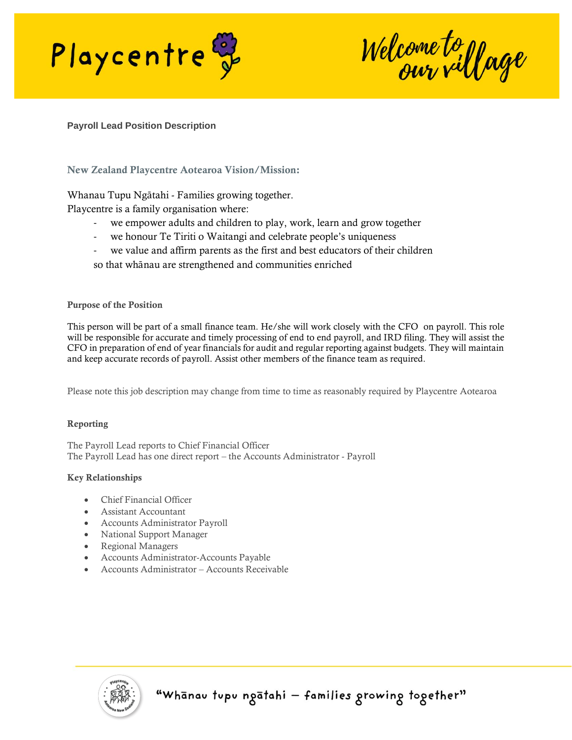# Payroll Lead Position Description

## New Zealand Playcentre Aotearoa Vision/Mission:

Whanau Tupu Ngātahi - Families growing together.
Playcentre is a family organisation where:

- we empower adults and children to play, work, learn and grow together
- we honour Te Tiriti o Waitangi and celebrate people's uniqueness
- we value and affirm parents as the first and best educators of their children

so that whānau are strengthened and communities enriched

### Purpose of the Position

This person will be part of a small finance team. He/she will work closely with the CFO on payroll. This role will be responsible for accurate and timely processing of end to end payroll, and IRD filing. They will assist the CFO in preparation of end of year financials for audit and regular reporting against budgets. They will maintain and keep accurate records of payroll. Assist other members of the finance team as required.

Please note this job description may change from time to time as reasonably required by Playcentre Aotearoa

### Reporting

The Payroll Lead reports to Chief Financial Officer
The Payroll Lead has one direct report – the Accounts Administrator - Payroll

### Key Relationships

- Chief Financial Officer
- Assistant Accountant
- Accounts Administrator Payroll
- National Support Manager
- Regional Managers
- Accounts Administrator-Accounts Payable
- Accounts Administrator – Accounts Receivable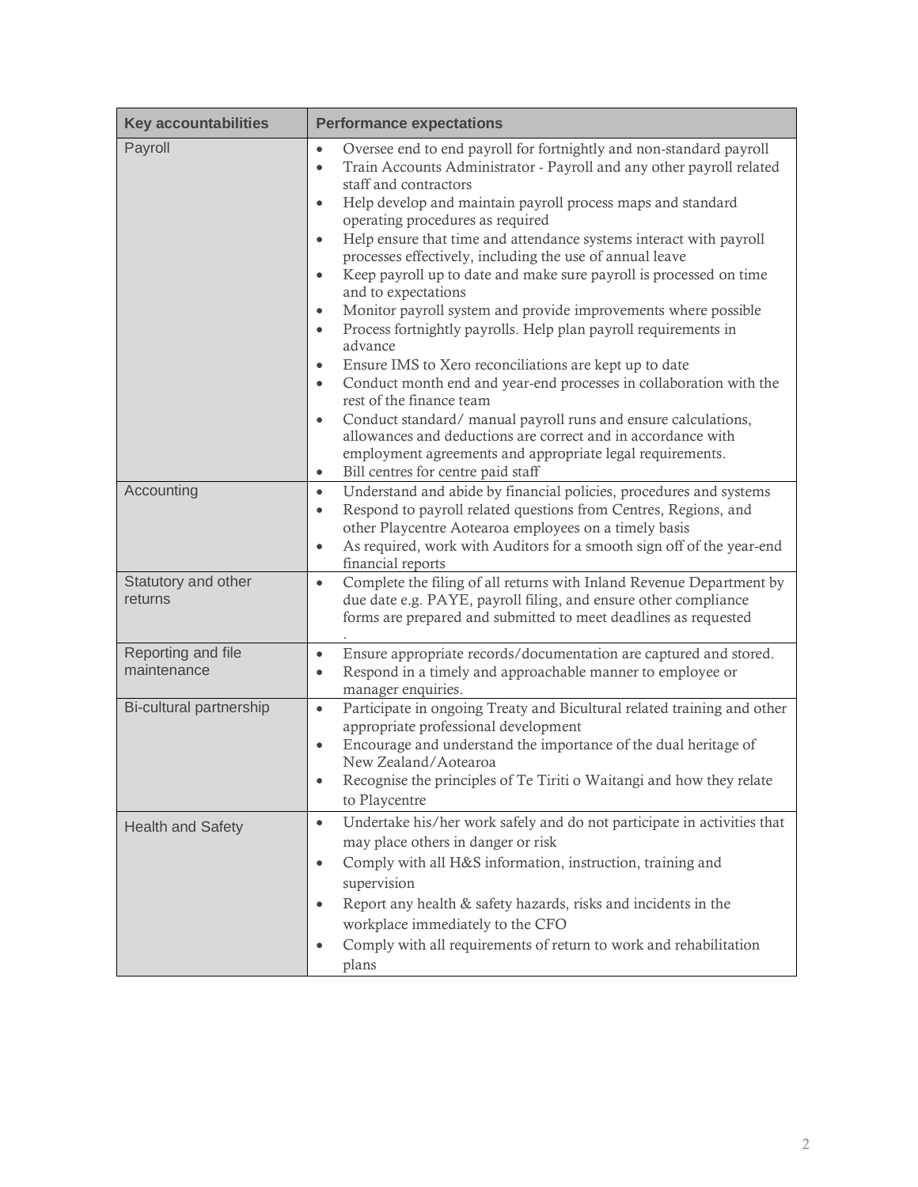| Key accountabilities | Performance expectations |
|---|---|
| Payroll | • Oversee end to end payroll for fortnightly and non-standard payroll<br>• Train Accounts Administrator - Payroll and any other payroll related staff and contractors<br>• Help develop and maintain payroll process maps and standard operating procedures as required<br>• Help ensure that time and attendance systems interact with payroll processes effectively, including the use of annual leave<br>• Keep payroll up to date and make sure payroll is processed on time and to expectations<br>• Monitor payroll system and provide improvements where possible<br>• Process fortnightly payrolls. Help plan payroll requirements in advance<br>• Ensure IMS to Xero reconciliations are kept up to date<br>• Conduct month end and year-end processes in collaboration with the rest of the finance team<br>• Conduct standard/ manual payroll runs and ensure calculations, allowances and deductions are correct and in accordance with employment agreements and appropriate legal requirements.<br>• Bill centres for centre paid staff |
| Accounting | • Understand and abide by financial policies, procedures and systems<br>• Respond to payroll related questions from Centres, Regions, and other Playcentre Aotearoa employees on a timely basis<br>• As required, work with Auditors for a smooth sign off of the year-end financial reports |
| Statutory and other returns | • Complete the filing of all returns with Inland Revenue Department by due date e.g. PAYE, payroll filing, and ensure other compliance forms are prepared and submitted to meet deadlines as requested<br>. |
| Reporting and file maintenance | • Ensure appropriate records/documentation are captured and stored.<br>• Respond in a timely and approachable manner to employee or manager enquiries. |
| Bi-cultural partnership | • Participate in ongoing Treaty and Bicultural related training and other appropriate professional development<br>• Encourage and understand the importance of the dual heritage of New Zealand/Aotearoa<br>• Recognise the principles of Te Tiriti o Waitangi and how they relate to Playcentre |
| Health and Safety | • Undertake his/her work safely and do not participate in activities that may place others in danger or risk<br>• Comply with all H&S information, instruction, training and supervision<br>• Report any health & safety hazards, risks and incidents in the workplace immediately to the CFO<br>• Comply with all requirements of return to work and rehabilitation plans |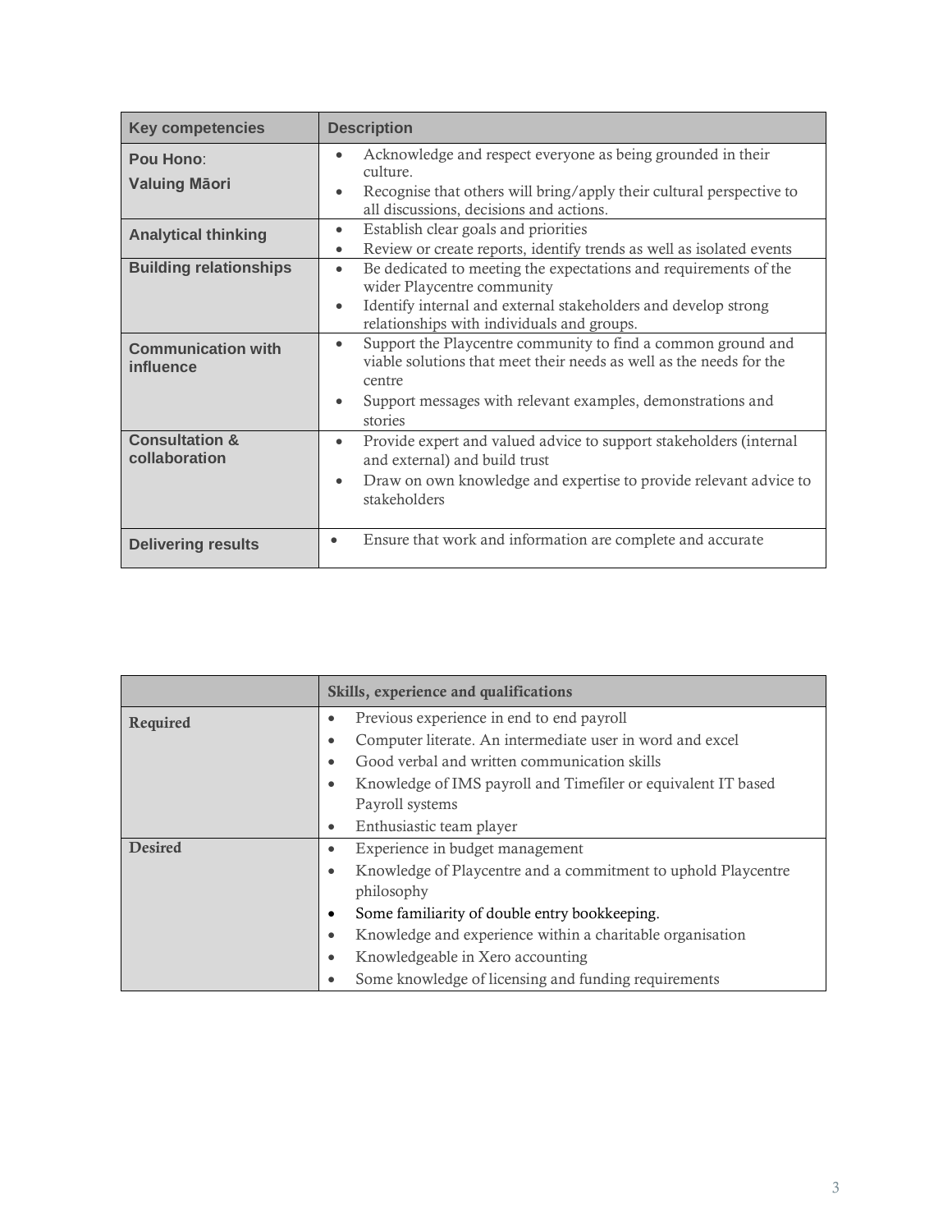| Key competencies | Description |
|---|---|
| **Pou Hono**: **Valuing Māori** | • Acknowledge and respect everyone as being grounded in their culture.<br>• Recognise that others will bring/apply their cultural perspective to all discussions, decisions and actions. |
| **Analytical thinking** | • Establish clear goals and priorities<br>• Review or create reports, identify trends as well as isolated events |
| **Building relationships** | • Be dedicated to meeting the expectations and requirements of the wider Playcentre community<br>• Identify internal and external stakeholders and develop strong relationships with individuals and groups. |
| **Communication with influence** | • Support the Playcentre community to find a common ground and viable solutions that meet their needs as well as the needs for the centre<br>• Support messages with relevant examples, demonstrations and stories |
| **Consultation & collaboration** | • Provide expert and valued advice to support stakeholders (internal and external) and build trust<br>• Draw on own knowledge and expertise to provide relevant advice to stakeholders |
| **Delivering results** | • Ensure that work and information are complete and accurate |

| | Skills, experience and qualifications |
|---|---|
| Required | • Previous experience in end to end payroll<br>• Computer literate. An intermediate user in word and excel<br>• Good verbal and written communication skills<br>• Knowledge of IMS payroll and Timefiler or equivalent IT based Payroll systems<br>• Enthusiastic team player |
| Desired | • Experience in budget management<br>• Knowledge of Playcentre and a commitment to uphold Playcentre philosophy<br>• Some familiarity of double entry bookkeeping.<br>• Knowledge and experience within a charitable organisation<br>• Knowledgeable in Xero accounting<br>• Some knowledge of licensing and funding requirements |